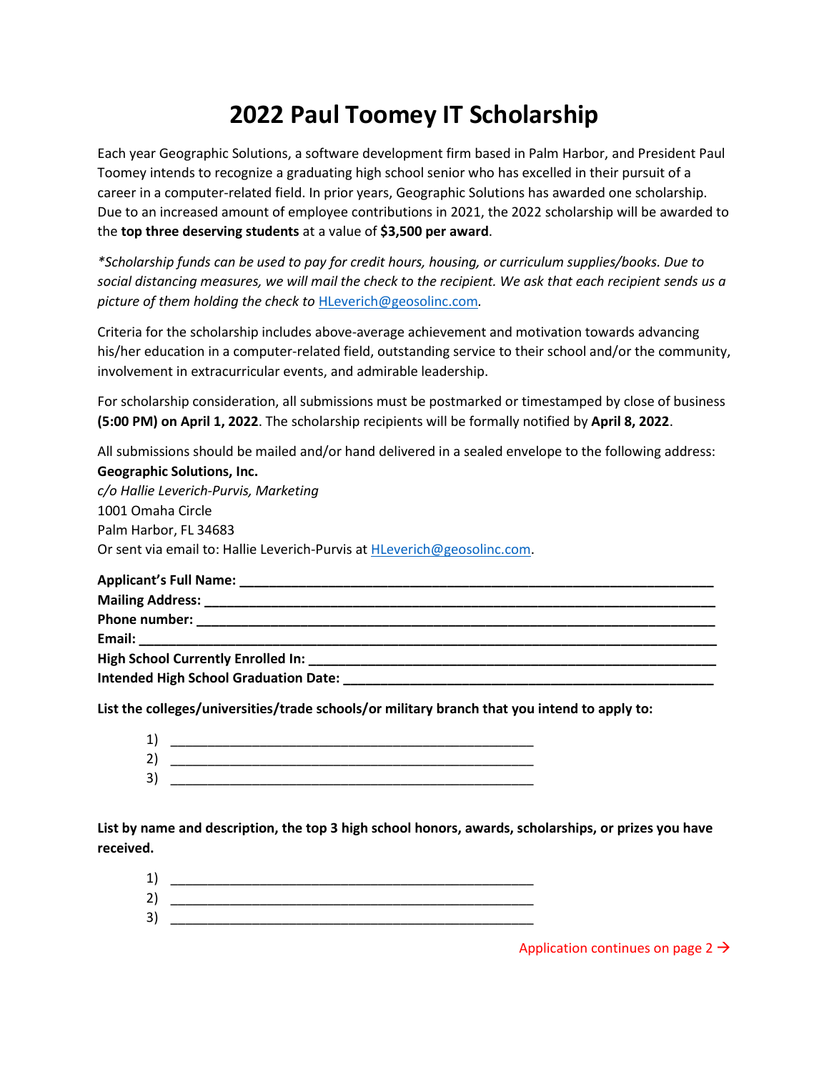# 2022 Paul Toomey IT Scholarship

Each year Geographic Solutions, a software development firm based in Palm Harbor, and President Paul Toomey intends to recognize a graduating high school senior who has excelled in their pursuit of a career in a computer-related field. In prior years, Geographic Solutions has awarded one scholarship. Due to an increased amount of employee contributions in 2021, the 2022 scholarship will be awarded to the **top three deserving students** at a value of **$3,500 per award**.

*\*Scholarship funds can be used to pay for credit hours, housing, or curriculum supplies/books. Due to social distancing measures, we will mail the check to the recipient. We ask that each recipient sends us a picture of them holding the check to HLeverich@geosolinc.com.*

Criteria for the scholarship includes above-average achievement and motivation towards advancing his/her education in a computer-related field, outstanding service to their school and/or the community, involvement in extracurricular events, and admirable leadership.

For scholarship consideration, all submissions must be postmarked or timestamped by close of business **(5:00 PM) on April 1, 2022**. The scholarship recipients will be formally notified by **April 8, 2022**.

All submissions should be mailed and/or hand delivered in a sealed envelope to the following address:
**Geographic Solutions, Inc.**
*c/o Hallie Leverich-Purvis, Marketing*
1001 Omaha Circle
Palm Harbor, FL 34683
Or sent via email to: Hallie Leverich-Purvis at HLeverich@geosolinc.com.

**Applicant's Full Name:** ______________________________________________
**Mailing Address:** ______________________________________________
**Phone number:** ______________________________________________
**Email:** ______________________________________________
**High School Currently Enrolled In:** ______________________________________________
**Intended High School Graduation Date:** ______________________________________________

**List the colleges/universities/trade schools/or military branch that you intend to apply to:**

1) ______________________________________________
2) ______________________________________________
3) ______________________________________________

**List by name and description, the top 3 high school honors, awards, scholarships, or prizes you have received.**

1) ______________________________________________
2) ______________________________________________
3) ______________________________________________

Application continues on page 2 →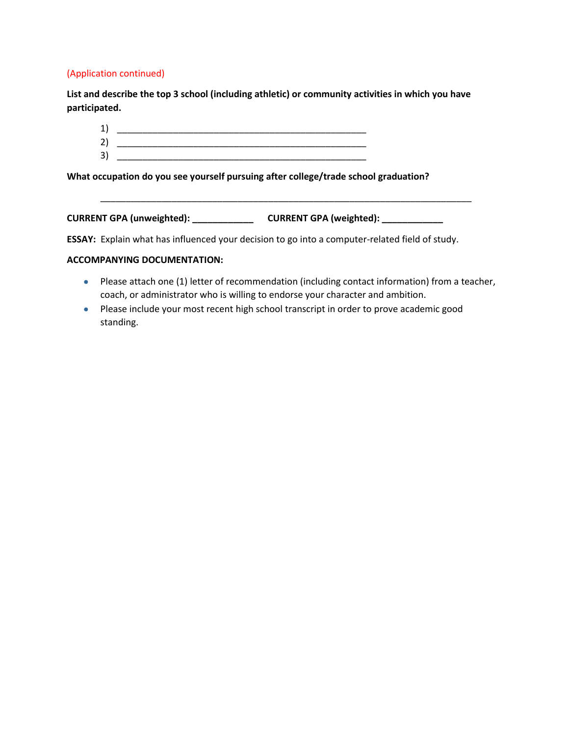(Application continued)

**List and describe the top 3 school (including athletic) or community activities in which you have participated.**

1) ___________________________________________________
2) ___________________________________________________
3) ___________________________________________________

**What occupation do you see yourself pursuing after college/trade school graduation?**

____________________________________________________________________________

**CURRENT GPA (unweighted): ____________** **CURRENT GPA (weighted): ____________**

**ESSAY:** Explain what has influenced your decision to go into a computer-related field of study.

**ACCOMPANYING DOCUMENTATION:**

- Please attach one (1) letter of recommendation (including contact information) from a teacher, coach, or administrator who is willing to endorse your character and ambition.
- Please include your most recent high school transcript in order to prove academic good standing.